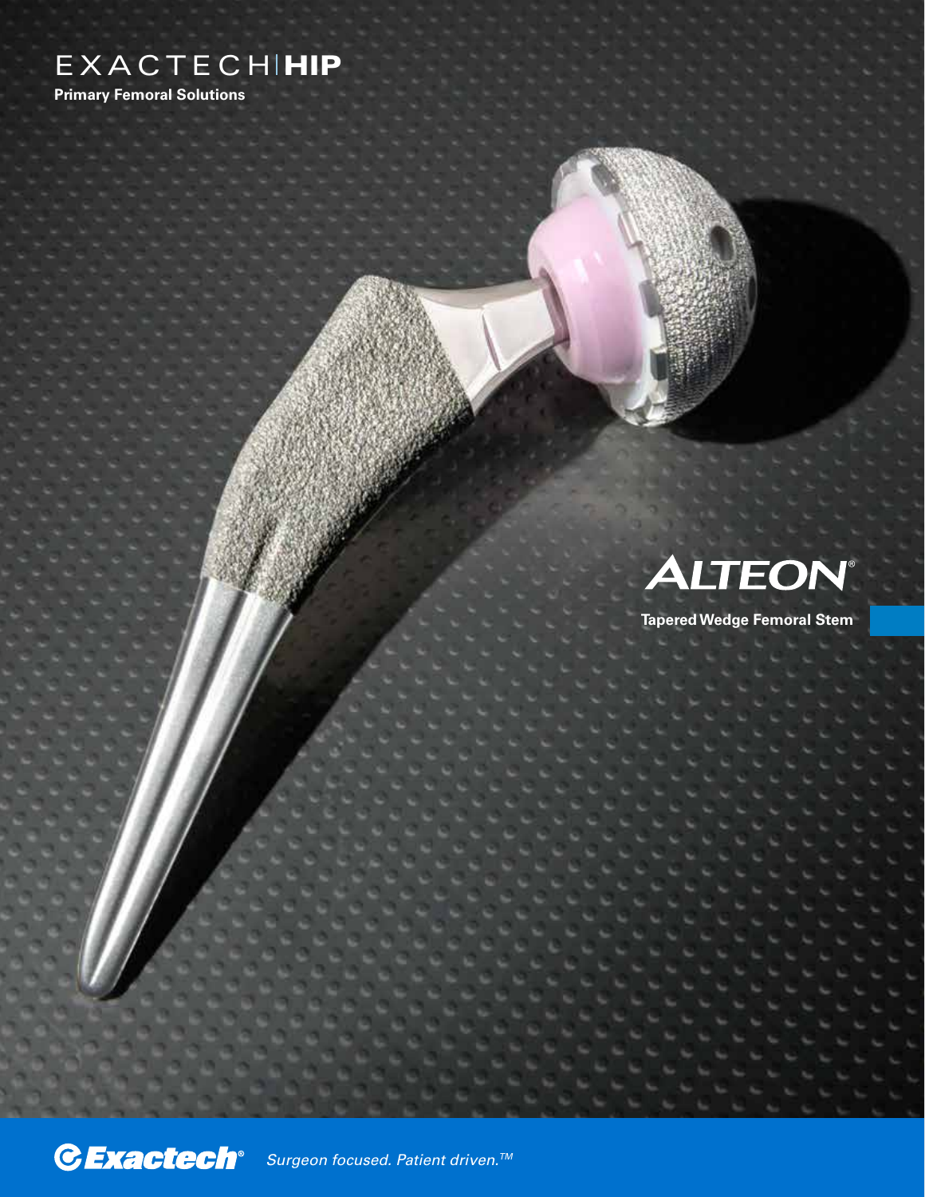# EXACTECH | HIP

**Primary Femoral Solutions**

# ALTEON®

**Tapered Wedge Femoral Stem**

**Exactech®** *Surgeon focused. Patient driven.™*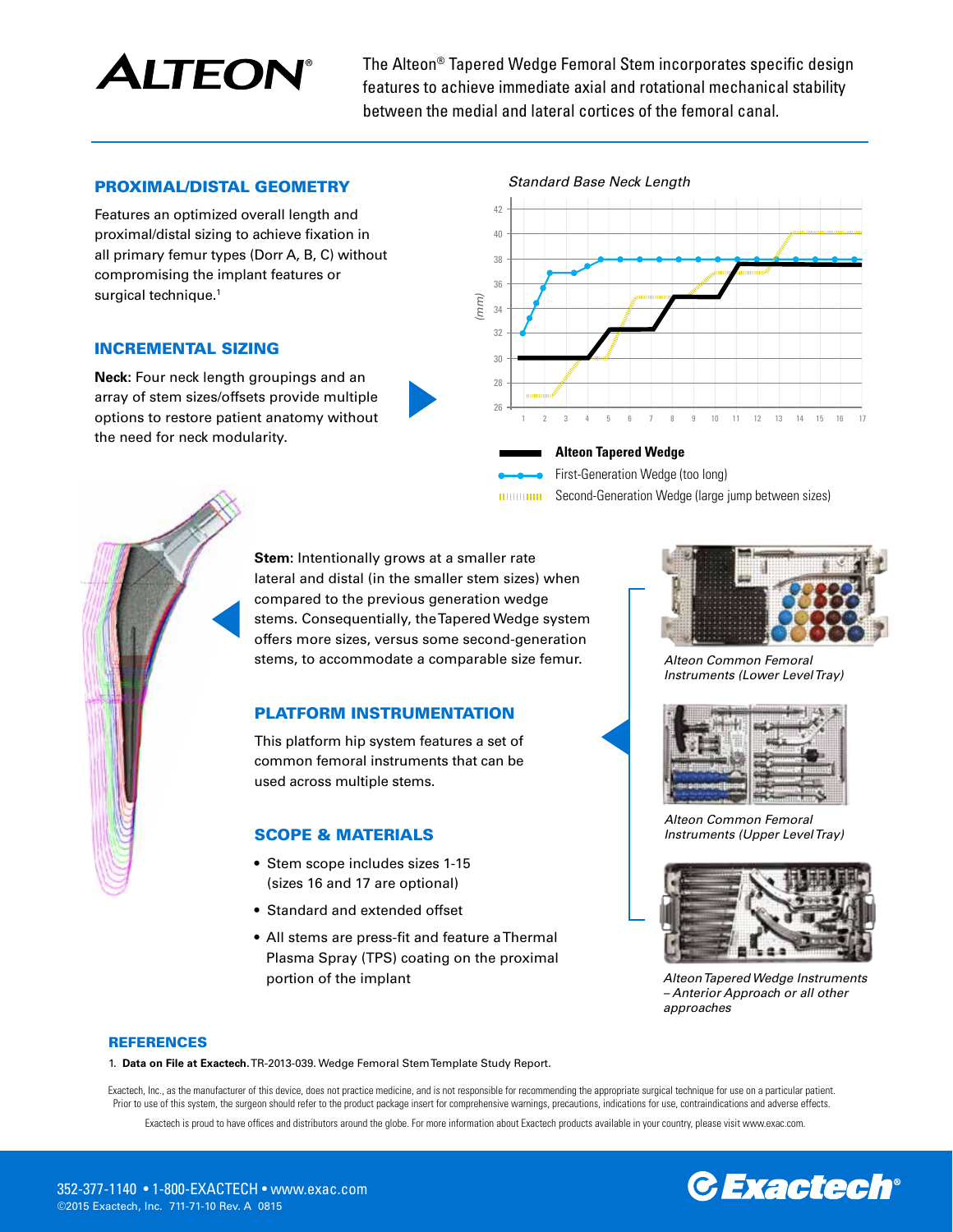# ALTEON®

The Alteon® Tapered Wedge Femoral Stem incorporates specific design features to achieve immediate axial and rotational mechanical stability between the medial and lateral cortices of the femoral canal.

## PROXIMAL/DISTAL GEOMETRY

Features an optimized overall length and proximal/distal sizing to achieve fixation in all primary femur types (Dorr A, B, C) without compromising the implant features or surgical technique.[1]

## INCREMENTAL SIZING

**Neck:** Four neck length groupings and an array of stem sizes/offsets provide multiple options to restore patient anatomy without the need for neck modularity.

*Standard Base Neck Length*

(mm)

42
40
38
36
34
32
30
28
26

1 2 3 4 5 6 7 8 9 10 11 12 13 14 15 16 17

**Alteon Tapered Wedge**

First-Generation Wedge (too long)

Second-Generation Wedge (large jump between sizes)

**Stem:** Intentionally grows at a smaller rate lateral and distal (in the smaller stem sizes) when compared to the previous generation wedge stems. Consequentially, the Tapered Wedge system offers more sizes, versus some second-generation stems, to accommodate a comparable size femur.

## PLATFORM INSTRUMENTATION

This platform hip system features a set of common femoral instruments that can be used across multiple stems.

*Alteon Common Femoral Instruments (Lower Level Tray)*

*Alteon Common Femoral Instruments (Upper Level Tray)*

*Alteon Tapered Wedge Instruments – Anterior Approach or all other approaches*

## SCOPE & MATERIALS

- Stem scope includes sizes 1-15 (sizes 16 and 17 are optional)
- Standard and extended offset
- All stems are press-fit and feature a Thermal Plasma Spray (TPS) coating on the proximal portion of the implant

## REFERENCES

1. **Data on File at Exactech.** TR-2013-039. Wedge Femoral Stem Template Study Report.

Exactech, Inc., as the manufacturer of this device, does not practice medicine, and is not responsible for recommending the appropriate surgical technique for use on a particular patient. Prior to use of this system, the surgeon should refer to the product package insert for comprehensive warnings, precautions, indications for use, contraindications and adverse effects.

Exactech is proud to have offices and distributors around the globe. For more information about Exactech products available in your country, please visit www.exac.com.

352-377-1140 • 1-800-EXACTECH • www.exac.com
©2015 Exactech, Inc. 711-71-10 Rev. A 0815

Exactech®